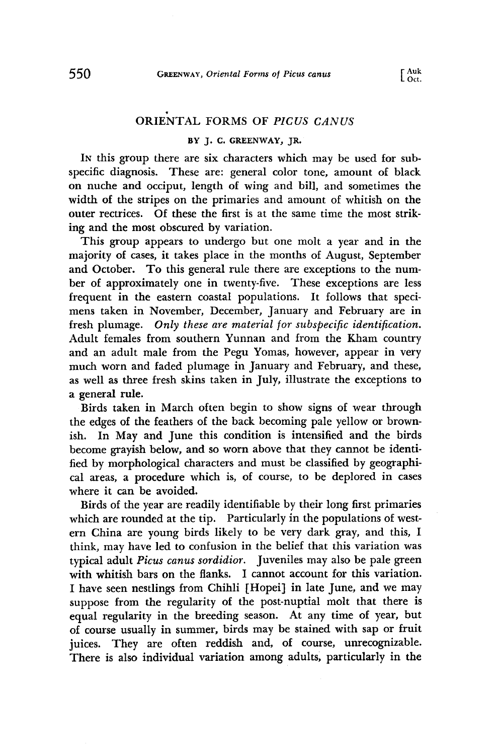# ORIENTAL FORMS OF *PICUS CANUS*

BY J. C. GREENWAY, JR.

IN this group there are six characters which may be used for subspecific diagnosis. These are: general color tone, amount of black on nuche and occiput, length of wing and bill, and sometimes the width of the stripes on the primaries and amount of whitish on the outer rectrices. Of these the first is at the same time the most striking and the most obscured by variation.

This group appears to undergo but one molt a year and in the majority of cases, it takes place in the months of August, September and October. To this general rule there are exceptions to the number of approximately one in twenty-five. These exceptions are less frequent in the eastern coastal populations. It follows that specimens taken in November, December, January and February are in fresh plumage. *Only these are material for subspecific identification.* Adult females from southern Yunnan and from the Kham country and an adult male from the Pegu Yomas, however, appear in very much worn and faded plumage in January and February, and these, as well as three fresh skins taken in July, illustrate the exceptions to a general rule.

Birds taken in March often begin to show signs of wear through the edges of the feathers of the back becoming pale yellow or brownish. In May and June this condition is intensified and the birds become grayish below, and so worn above that they cannot be identified by morphological characters and must be classified by geographical areas, a procedure which is, of course, to be deplored in cases where it can be avoided.

Birds of the year are readily identifiable by their long first primaries which are rounded at the tip. Particularly in the populations of western China are young birds likely to be very dark gray, and this, I think, may have led to confusion in the belief that this variation was typical adult *Picus canus sordidior.* Juveniles may also be pale green with whitish bars on the flanks. I cannot account for this variation. I have seen nestlings from Chihli [Hopei] in late June, and we may suppose from the regularity of the post-nuptial molt that there is equal regularity in the breeding season. At any time of year, but of course usually in summer, birds may be stained with sap or fruit juices. They are often reddish and, of course, unrecognizable. There is also individual variation among adults, particularly in the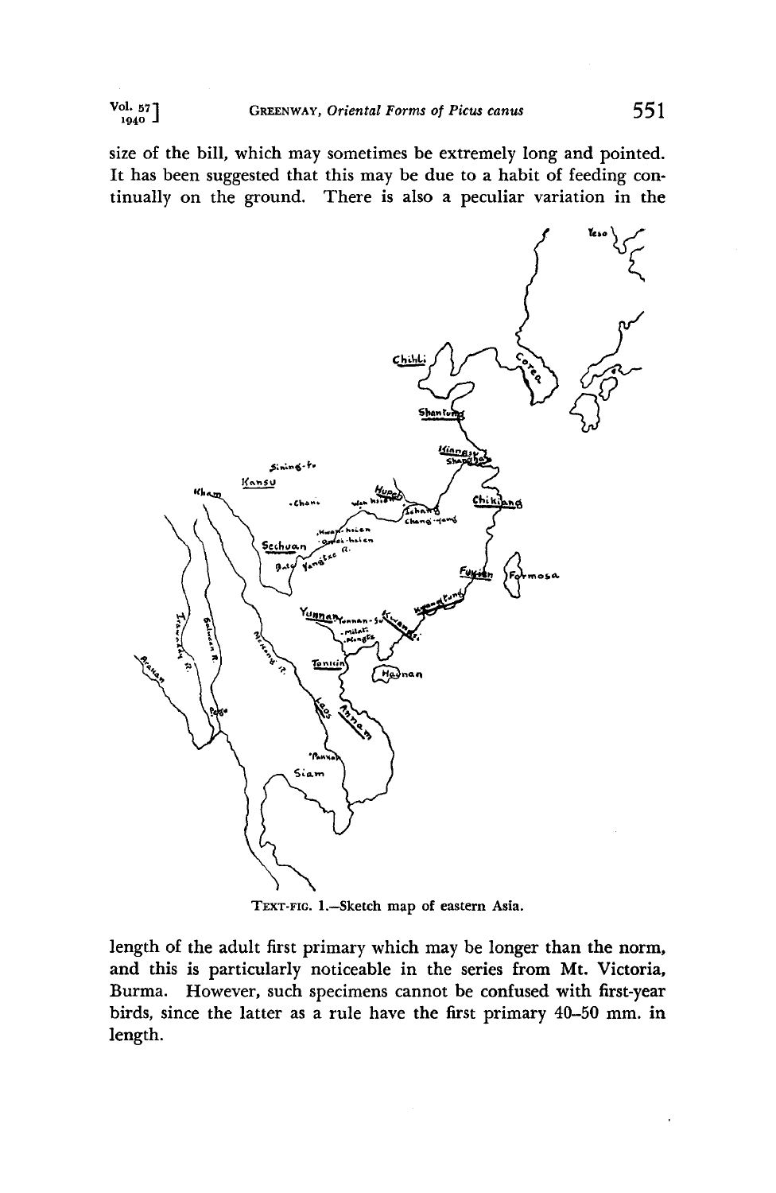size of the bill, which may sometimes be extremely long and pointed. It has been suggested that this may be due to a habit of feeding continually on the ground. There is also a peculiar variation in the length of the adult first primary which may be longer than the norm, and this is particularly noticeable in the series from Mt. Victoria, Burma. However, such specimens cannot be confused with first-year birds, since the latter as a rule have the first primary 40–50 mm. in length.

TEXT-FIG. 1.—Sketch map of eastern Asia.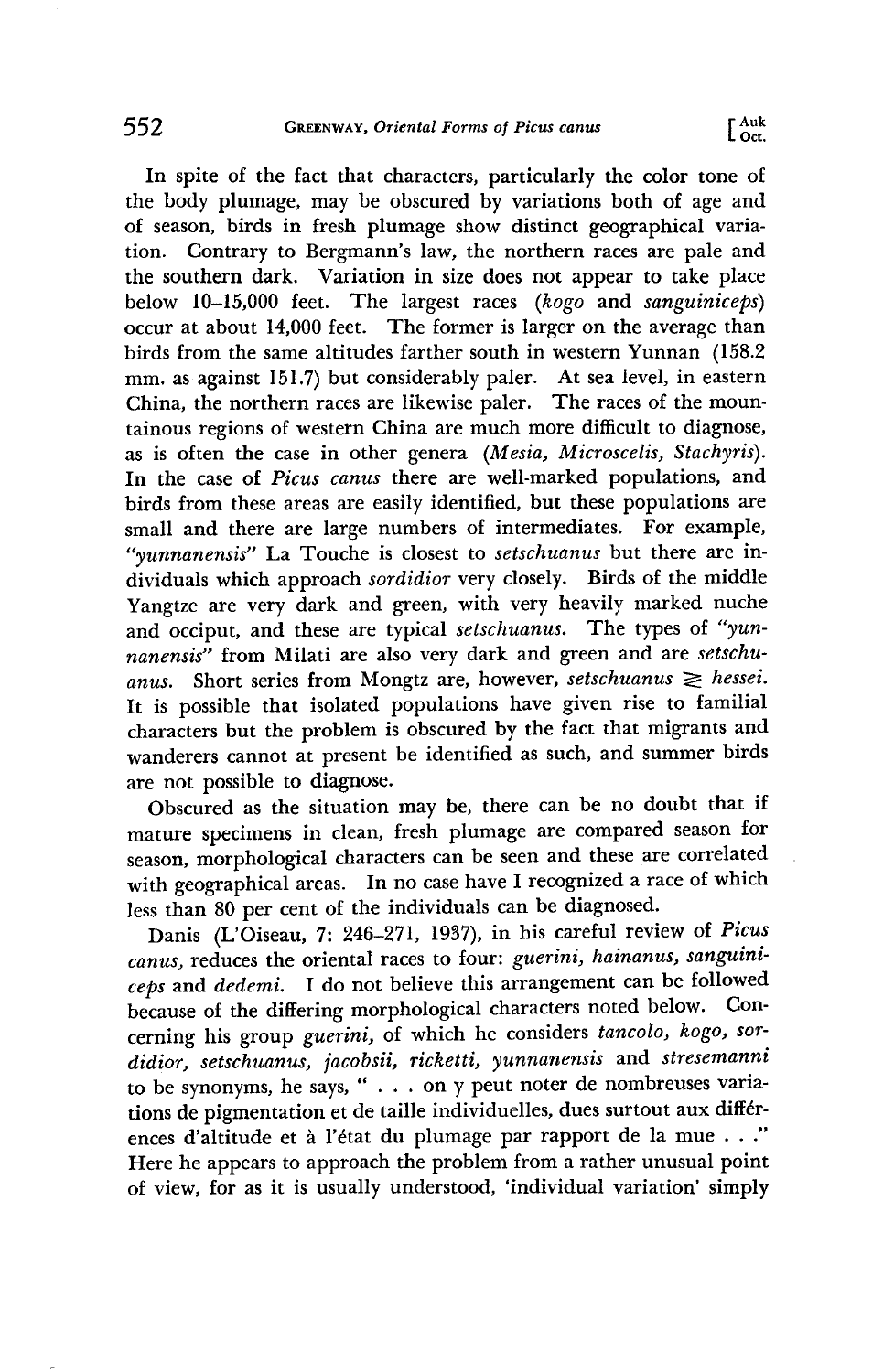In spite of the fact that characters, particularly the color tone of the body plumage, may be obscured by variations both of age and of season, birds in fresh plumage show distinct geographical variation. Contrary to Bergmann's law, the northern races are pale and the southern dark. Variation in size does not appear to take place below 10–15,000 feet. The largest races (*kogo* and *sanguiniceps*) occur at about 14,000 feet. The former is larger on the average than birds from the same altitudes farther south in western Yunnan (158.2 mm. as against 151.7) but considerably paler. At sea level, in eastern China, the northern races are likewise paler. The races of the mountainous regions of western China are much more difficult to diagnose, as is often the case in other genera (*Mesia, Microscelis, Stachyris*). In the case of *Picus canus* there are well-marked populations, and birds from these areas are easily identified, but these populations are small and there are large numbers of intermediates. For example, *"yunnanensis"* La Touche is closest to *setschuanus* but there are individuals which approach *sordidior* very closely. Birds of the middle Yangtze are very dark and green, with very heavily marked nuche and occiput, and these are typical *setschuanus*. The types of *"yunnanensis"* from Milati are also very dark and green and are *setschuanus*. Short series from Mongtz are, however, *setschuanus* $\gtrless$ *hessei*. It is possible that isolated populations have given rise to familial characters but the problem is obscured by the fact that migrants and wanderers cannot at present be identified as such, and summer birds are not possible to diagnose.

Obscured as the situation may be, there can be no doubt that if mature specimens in clean, fresh plumage are compared season for season, morphological characters can be seen and these are correlated with geographical areas. In no case have I recognized a race of which less than 80 per cent of the individuals can be diagnosed.

Danis (L'Oiseau, 7: 246–271, 1937), in his careful review of *Picus canus*, reduces the oriental races to four: *guerini, hainanus, sanguiniceps* and *dedemi*. I do not believe this arrangement can be followed because of the differing morphological characters noted below. Concerning his group *guerini*, of which he considers *tancolo, kogo, sordidior, setschuanus, jacobsii, ricketti, yunnanensis* and *stresemanni* to be synonyms, he says, " . . . on y peut noter de nombreuses variations de pigmentation et de taille individuelles, dues surtout aux différences d'altitude et à l'état du plumage par rapport de la mue . . ." Here he appears to approach the problem from a rather unusual point of view, for as it is usually understood, 'individual variation' simply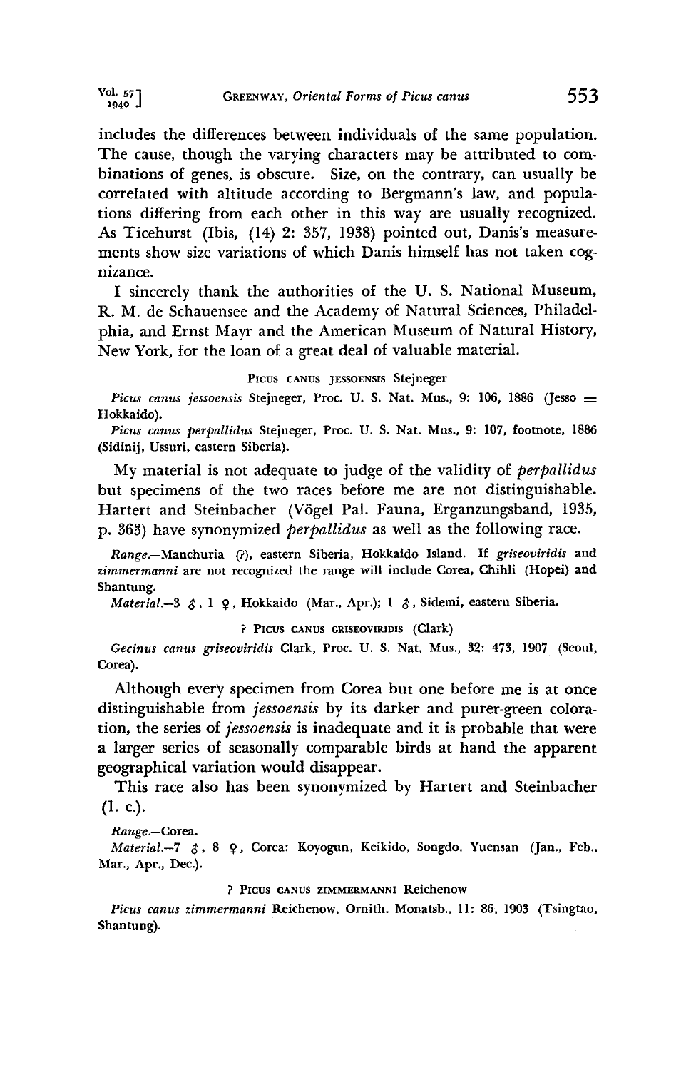includes the differences between individuals of the same population. The cause, though the varying characters may be attributed to combinations of genes, is obscure. Size, on the contrary, can usually be correlated with altitude according to Bergmann's law, and populations differing from each other in this way are usually recognized. As Ticehurst (Ibis, (14) 2: 357, 1938) pointed out, Danis's measurements show size variations of which Danis himself has not taken cognizance.

I sincerely thank the authorities of the U. S. National Museum, R. M. de Schauensee and the Academy of Natural Sciences, Philadelphia, and Ernst Mayr and the American Museum of Natural History, New York, for the loan of a great deal of valuable material.

### Picus canus jessoensis Stejneger

*Picus canus jessoensis* Stejneger, Proc. U. S. Nat. Mus., 9: 106, 1886 (Jesso = Hokkaido).

*Picus canus perpallidus* Stejneger, Proc. U. S. Nat. Mus., 9: 107, footnote, 1886 (Sidinij, Ussuri, eastern Siberia).

My material is not adequate to judge of the validity of *perpallidus* but specimens of the two races before me are not distinguishable. Hartert and Steinbacher (Vögel Pal. Fauna, Erganzungsband, 1935, p. 363) have synonymized *perpallidus* as well as the following race.

*Range*.—Manchuria (?), eastern Siberia, Hokkaido Island. If *griseoviridis* and *zimmermanni* are not recognized the range will include Corea, Chihli (Hopei) and Shantung.

*Material*.—3 ♂, 1 ♀, Hokkaido (Mar., Apr.); 1 ♂, Sidemi, eastern Siberia.

### ? Picus canus griseoviridis (Clark)

*Gecinus canus griseoviridis* Clark, Proc. U. S. Nat. Mus., 32: 473, 1907 (Seoul, Corea).

Although every specimen from Corea but one before me is at once distinguishable from *jessoensis* by its darker and purer-green coloration, the series of *jessoensis* is inadequate and it is probable that were a larger series of seasonally comparable birds at hand the apparent geographical variation would disappear.

This race also has been synonymized by Hartert and Steinbacher (l. c.).

*Range*.—Corea.

*Material*.—7 ♂, 8 ♀, Corea: Koyogun, Keikido, Songdo, Yuensan (Jan., Feb., Mar., Apr., Dec.).

### ? Picus canus zimmermanni Reichenow

*Picus canus zimmermanni* Reichenow, Ornith. Monatsb., 11: 86, 1903 (Tsingtao, Shantung).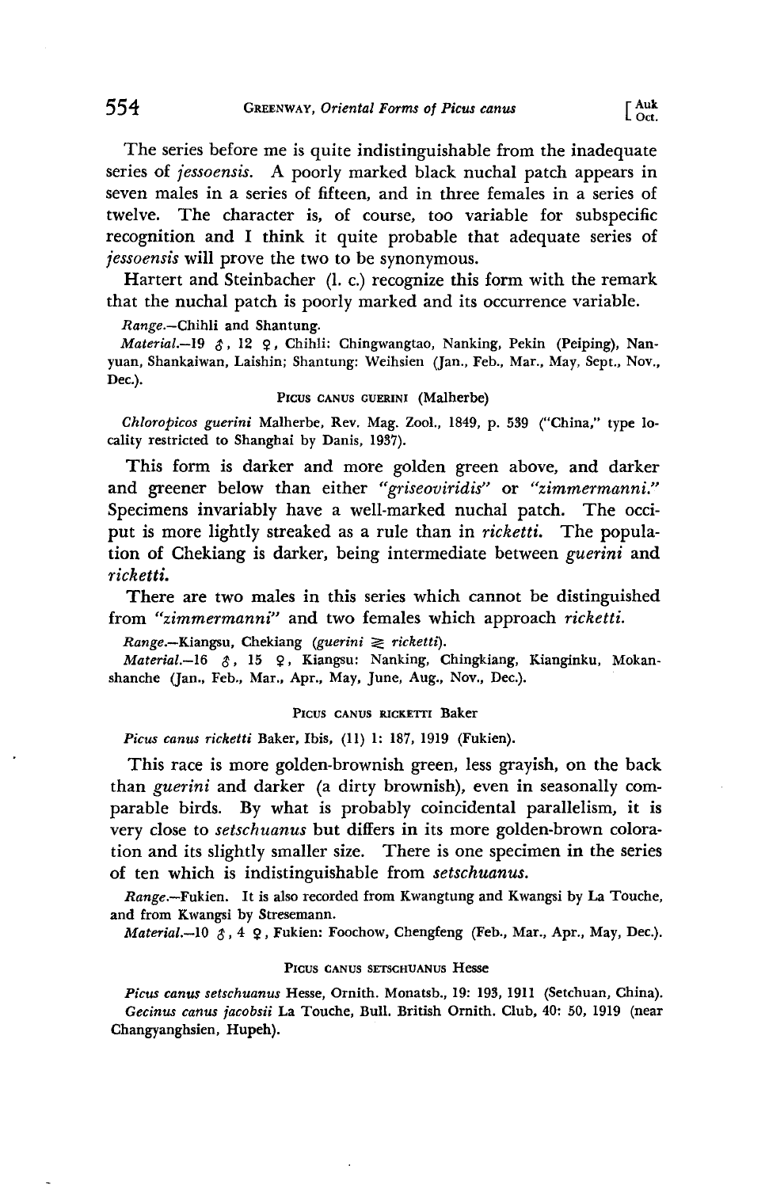The series before me is quite indistinguishable from the inadequate series of *jessoensis*. A poorly marked black nuchal patch appears in seven males in a series of fifteen, and in three females in a series of twelve. The character is, of course, too variable for subspecific recognition and I think it quite probable that adequate series of *jessoensis* will prove the two to be synonymous.

Hartert and Steinbacher (l. c.) recognize this form with the remark that the nuchal patch is poorly marked and its occurrence variable.

*Range*.—Chihli and Shantung.

*Material*.—19 ♂, 12 ♀, Chihli: Chingwangtao, Nanking, Pekin (Peiping), Nanyuan, Shankaiwan, Laishin; Shantung: Weihsien (Jan., Feb., Mar., May, Sept., Nov., Dec.).

### Picus canus guerini (Malherbe)

*Chloropicos guerini* Malherbe, Rev. Mag. Zool., 1849, p. 539 ("China," type locality restricted to Shanghai by Danis, 1937).

This form is darker and more golden green above, and darker and greener below than either "*griseoviridis*" or "*zimmermanni*." Specimens invariably have a well-marked nuchal patch. The occiput is more lightly streaked as a rule than in *ricketti*. The population of Chekiang is darker, being intermediate between *guerini* and *ricketti*.

There are two males in this series which cannot be distinguished from "*zimmermanni*" and two females which approach *ricketti*.

*Range*.—Kiangsu, Chekiang (*guerini* ⪆ *ricketti*).

*Material*.—16 ♂, 15 ♀, Kiangsu: Nanking, Chingkiang, Kianginku, Mokanshanche (Jan., Feb., Mar., Apr., May, June, Aug., Nov., Dec.).

### Picus canus ricketti Baker

*Picus canus ricketti* Baker, Ibis, (11) 1: 187, 1919 (Fukien).

This race is more golden-brownish green, less grayish, on the back than *guerini* and darker (a dirty brownish), even in seasonally comparable birds. By what is probably coincidental parallelism, it is very close to *setschuanus* but differs in its more golden-brown coloration and its slightly smaller size. There is one specimen in the series of ten which is indistinguishable from *setschuanus*.

*Range*.—Fukien. It is also recorded from Kwangtung and Kwangsi by La Touche, and from Kwangsi by Stresemann.

*Material*.—10 ♂, 4 ♀, Fukien: Foochow, Chengfeng (Feb., Mar., Apr., May, Dec.).

### Picus canus setschuanus Hesse

*Picus canus setschuanus* Hesse, Ornith. Monatsb., 19: 193, 1911 (Setchuan, China).

*Gecinus canus jacobsii* La Touche, Bull. British Ornith. Club, 40: 50, 1919 (near Changyanghsien, Hupeh).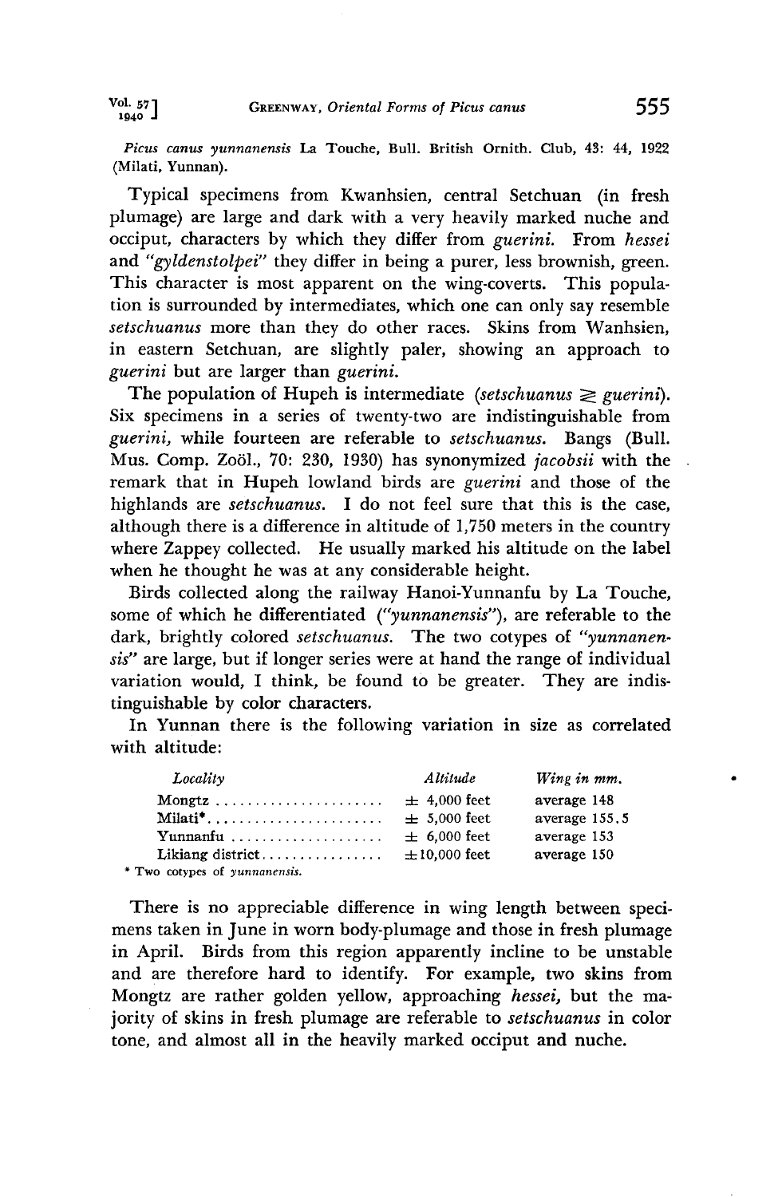*Picus canus yunnanensis* La Touche, Bull. British Ornith. Club, 43: 44, 1922 (Milati, Yunnan).

Typical specimens from Kwanhsien, central Setchuan (in fresh plumage) are large and dark with a very heavily marked nuche and occiput, characters by which they differ from *guerini*. From *hessei* and *"gyldenstolpei"* they differ in being a purer, less brownish, green. This character is most apparent on the wing-coverts. This population is surrounded by intermediates, which one can only say resemble *setschuanus* more than they do other races. Skins from Wanhsien, in eastern Setchuan, are slightly paler, showing an approach to *guerini* but are larger than *guerini*.

The population of Hupeh is intermediate (*setschuanus* ≷ *guerini*). Six specimens in a series of twenty-two are indistinguishable from *guerini*, while fourteen are referable to *setschuanus*. Bangs (Bull. Mus. Comp. Zoöl., 70: 230, 1930) has synonymized *jacobsii* with the remark that in Hupeh lowland birds are *guerini* and those of the highlands are *setschuanus*. I do not feel sure that this is the case, although there is a difference in altitude of 1,750 meters in the country where Zappey collected. He usually marked his altitude on the label when he thought he was at any considerable height.

Birds collected along the railway Hanoi-Yunnanfu by La Touche, some of which he differentiated (*"yunnanensis"*), are referable to the dark, brightly colored *setschuanus*. The two cotypes of *"yunnanensis"* are large, but if longer series were at hand the range of individual variation would, I think, be found to be greater. They are indistinguishable by color characters.

In Yunnan there is the following variation in size as correlated with altitude:

| *Locality* | *Altitude* | *Wing in mm.* |
|---|---|---|
| Mongtz | ± 4,000 feet | average 148 |
| Milati* | ± 5,000 feet | average 155.5 |
| Yunnanfu | ± 6,000 feet | average 153 |
| Likiang district | ±10,000 feet | average 150 |

\* Two cotypes of *yunnanensis*.

There is no appreciable difference in wing length between specimens taken in June in worn body-plumage and those in fresh plumage in April. Birds from this region apparently incline to be unstable and are therefore hard to identify. For example, two skins from Mongtz are rather golden yellow, approaching *hessei*, but the majority of skins in fresh plumage are referable to *setschuanus* in color tone, and almost all in the heavily marked occiput and nuche.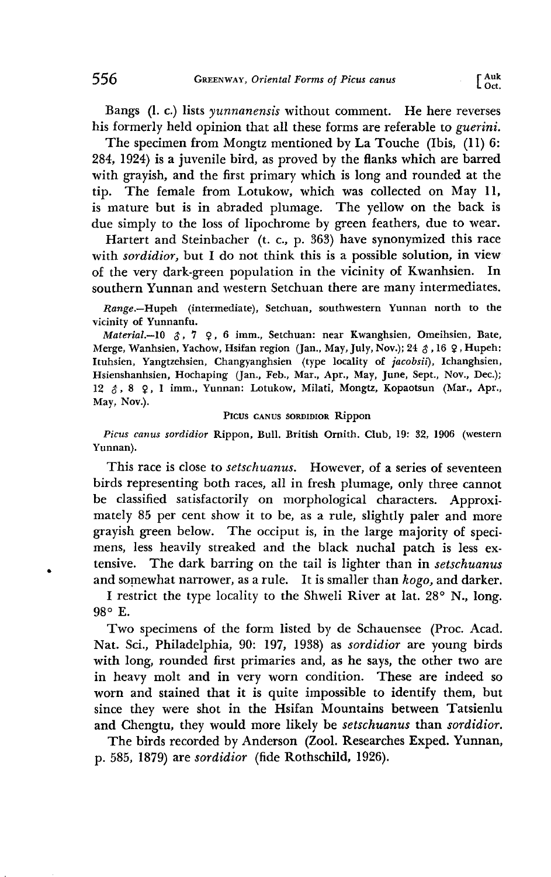Bangs (l. c.) lists *yunnanensis* without comment. He here reverses his formerly held opinion that all these forms are referable to *guerini*.

The specimen from Mongtz mentioned by La Touche (Ibis, (11) 6: 284, 1924) is a juvenile bird, as proved by the flanks which are barred with grayish, and the first primary which is long and rounded at the tip. The female from Lotukow, which was collected on May 11, is mature but is in abraded plumage. The yellow on the back is due simply to the loss of lipochrome by green feathers, due to wear.

Hartert and Steinbacher (t. c., p. 363) have synonymized this race with *sordidior*, but I do not think this is a possible solution, in view of the very dark-green population in the vicinity of Kwanhsien. In southern Yunnan and western Setchuan there are many intermediates.

*Range.*—Hupeh (intermediate), Setchuan, southwestern Yunnan north to the vicinity of Yunnanfu.

*Material.*—10 ♂, 7 ♀, 6 imm., Setchuan: near Kwanghsien, Omeihsien, Bate, Merge, Wanhsien, Yachow, Hsifan region (Jan., May, July, Nov.); 24 ♂, 16 ♀, Hupeh: Ituhsien, Yangtzehsien, Changyanghsien (type locality of *jacobsii*), Ichanghsien, Hsienshanhsien, Hochaping (Jan., Feb., Mar., Apr., May, June, Sept., Nov., Dec.); 12 ♂, 8 ♀, 1 imm., Yunnan: Lotukow, Milati, Mongtz, Kopaotsun (Mar., Apr., May, Nov.).

### PICUS CANUS SORDIDIOR Rippon

*Picus canus sordidior* Rippon, Bull. British Ornith. Club, 19: 32, 1906 (western Yunnan).

This race is close to *setschuanus*. However, of a series of seventeen birds representing both races, all in fresh plumage, only three cannot be classified satisfactorily on morphological characters. Approximately 85 per cent show it to be, as a rule, slightly paler and more grayish green below. The occiput is, in the large majority of specimens, less heavily streaked and the black nuchal patch is less extensive. The dark barring on the tail is lighter than in *setschuanus* and somewhat narrower, as a rule. It is smaller than *kogo*, and darker.

I restrict the type locality to the Shweli River at lat. 28° N., long. 98° E.

Two specimens of the form listed by de Schauensee (Proc. Acad. Nat. Sci., Philadelphia, 90: 197, 1938) as *sordidior* are young birds with long, rounded first primaries and, as he says, the other two are in heavy molt and in very worn condition. These are indeed so worn and stained that it is quite impossible to identify them, but since they were shot in the Hsifan Mountains between Tatsienlu and Chengtu, they would more likely be *setschuanus* than *sordidior*.

The birds recorded by Anderson (Zool. Researches Exped. Yunnan, p. 585, 1879) are *sordidior* (fide Rothschild, 1926).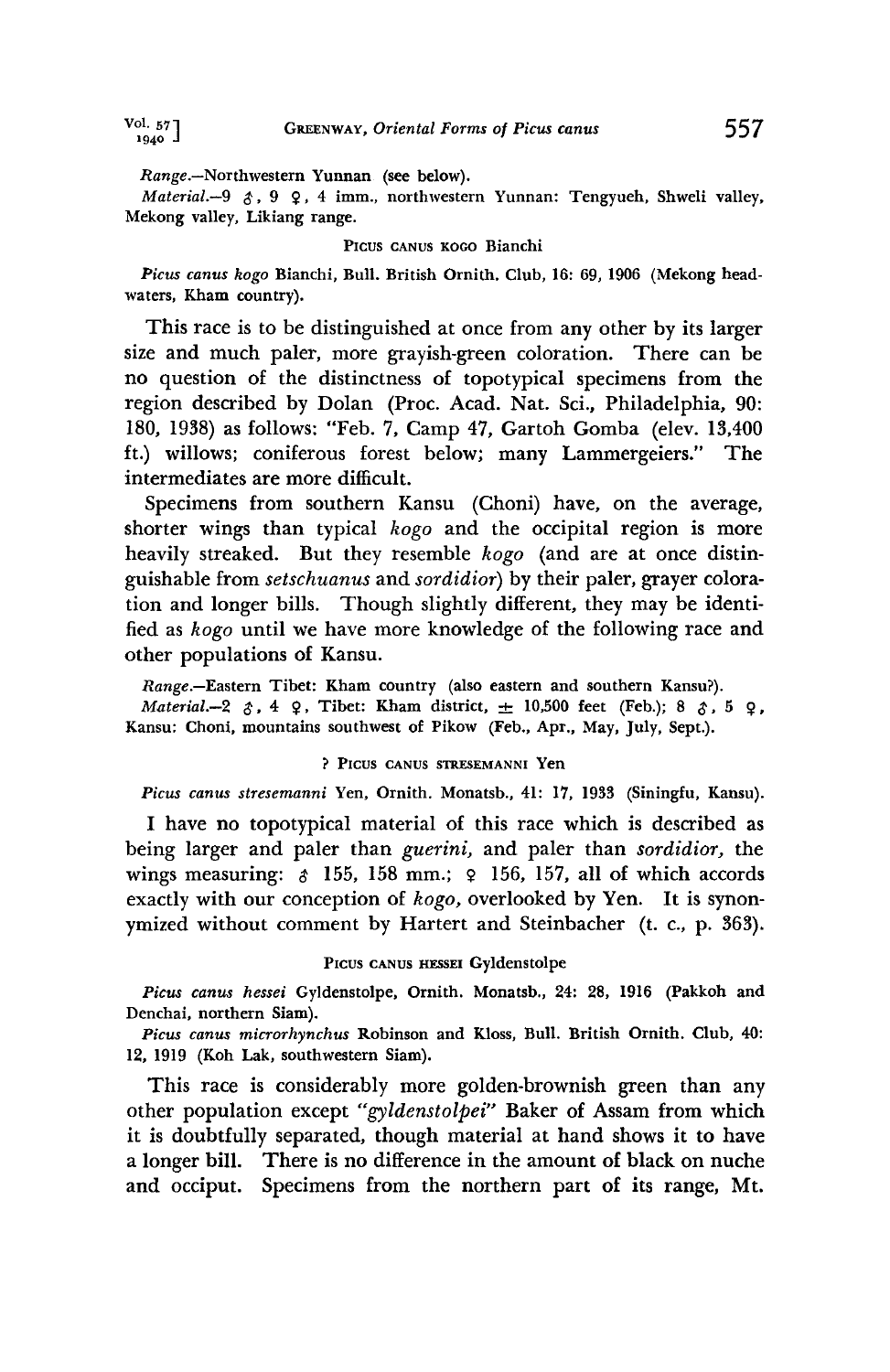*Range*.—Northwestern Yunnan (see below).

*Material*.—9 ♂, 9 ♀, 4 imm., northwestern Yunnan: Tengyueh, Shweli valley, Mekong valley, Likiang range.

### Picus canus kogo Bianchi

*Picus canus kogo* Bianchi, Bull. British Ornith. Club, 16: 69, 1906 (Mekong headwaters, Kham country).

This race is to be distinguished at once from any other by its larger size and much paler, more grayish-green coloration. There can be no question of the distinctness of topotypical specimens from the region described by Dolan (Proc. Acad. Nat. Sci., Philadelphia, 90: 180, 1938) as follows: "Feb. 7, Camp 47, Gartoh Gomba (elev. 13,400 ft.) willows; coniferous forest below; many Lammergeiers." The intermediates are more difficult.

Specimens from southern Kansu (Choni) have, on the average, shorter wings than typical *kogo* and the occipital region is more heavily streaked. But they resemble *kogo* (and are at once distinguishable from *setschuanus* and *sordidior*) by their paler, grayer coloration and longer bills. Though slightly different, they may be identified as *kogo* until we have more knowledge of the following race and other populations of Kansu.

*Range*.—Eastern Tibet: Kham country (also eastern and southern Kansu?).

*Material*.—2 ♂, 4 ♀, Tibet: Kham district, ± 10,500 feet (Feb.); 8 ♂, 5 ♀, Kansu: Choni, mountains southwest of Pikow (Feb., Apr., May, July, Sept.).

### ? Picus canus stresemanni Yen

*Picus canus stresemanni* Yen, Ornith. Monatsb., 41: 17, 1933 (Siningfu, Kansu).

I have no topotypical material of this race which is described as being larger and paler than *guerini*, and paler than *sordidior*, the wings measuring: ♂ 155, 158 mm.; ♀ 156, 157, all of which accords exactly with our conception of *kogo*, overlooked by Yen. It is synonymized without comment by Hartert and Steinbacher (t. c., p. 363).

### Picus canus hessei Gyldenstolpe

*Picus canus hessei* Gyldenstolpe, Ornith. Monatsb., 24: 28, 1916 (Pakkoh and Denchai, northern Siam).

*Picus canus microrhynchus* Robinson and Kloss, Bull. British Ornith. Club, 40: 12, 1919 (Koh Lak, southwestern Siam).

This race is considerably more golden-brownish green than any other population except *"gyldenstolpei"* Baker of Assam from which it is doubtfully separated, though material at hand shows it to have a longer bill. There is no difference in the amount of black on nuche and occiput. Specimens from the northern part of its range, Mt.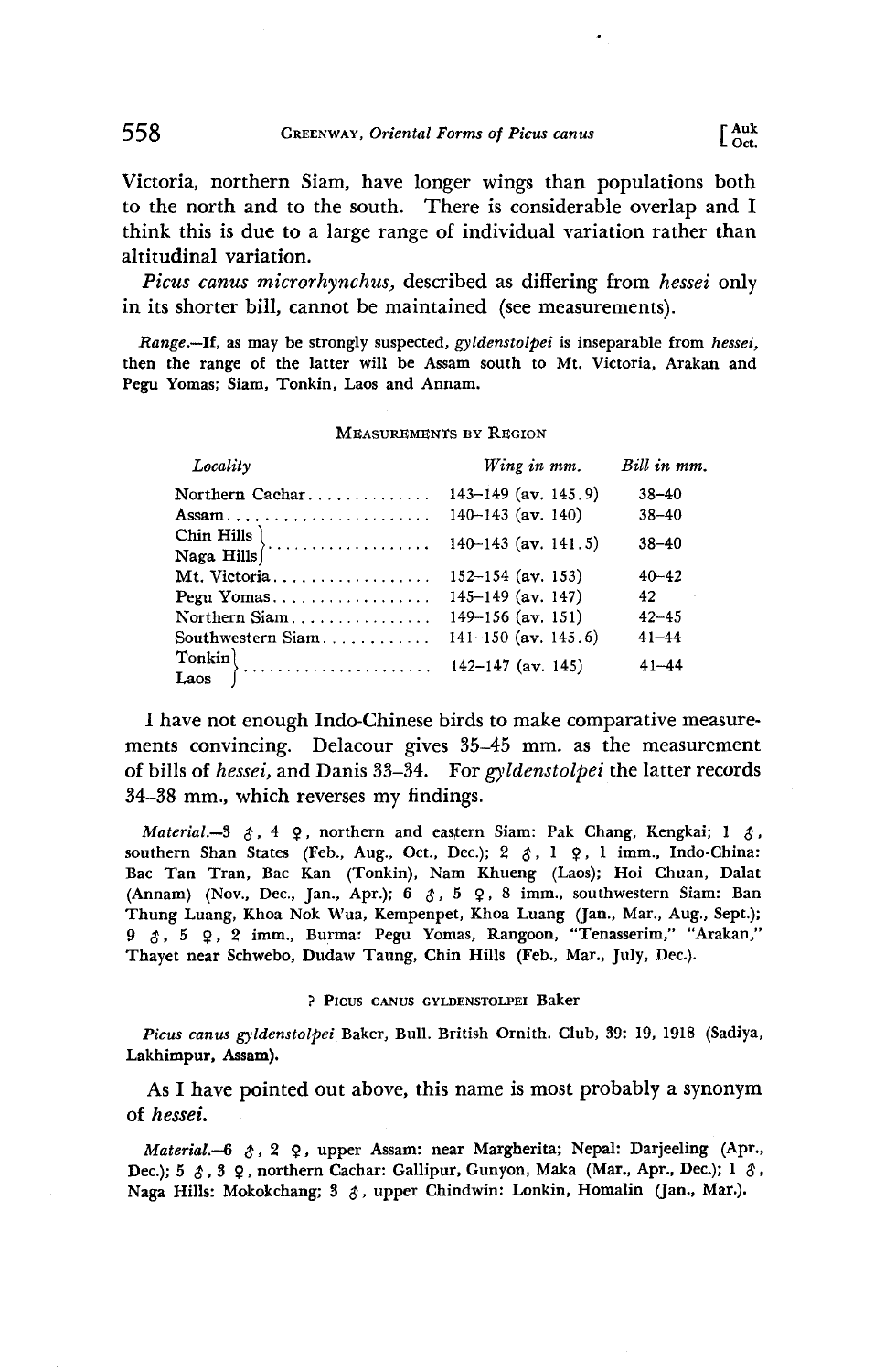Victoria, northern Siam, have longer wings than populations both to the north and to the south. There is considerable overlap and I think this is due to a large range of individual variation rather than altitudinal variation.

*Picus canus microrhynchus*, described as differing from *hessei* only in its shorter bill, cannot be maintained (see measurements).

*Range*.—If, as may be strongly suspected, *gyldenstolpei* is inseparable from *hessei*, then the range of the latter will be Assam south to Mt. Victoria, Arakan and Pegu Yomas; Siam, Tonkin, Laos and Annam.

MEASUREMENTS BY REGION

| *Locality* | *Wing in mm.* | *Bill in mm.* |
|---|---|---|
| Northern Cachar | 143–149 (av. 145.9) | 38–40 |
| Assam | 140–143 (av. 140) | 38–40 |
| Chin Hills / Naga Hills | 140–143 (av. 141.5) | 38–40 |
| Mt. Victoria | 152–154 (av. 153) | 40–42 |
| Pegu Yomas | 145–149 (av. 147) | 42 |
| Northern Siam | 149–156 (av. 151) | 42–45 |
| Southwestern Siam | 141–150 (av. 145.6) | 41–44 |
| Tonkin / Laos | 142–147 (av. 145) | 41–44 |

I have not enough Indo-Chinese birds to make comparative measurements convincing. Delacour gives 35–45 mm. as the measurement of bills of *hessei*, and Danis 33–34. For *gyldenstolpei* the latter records 34–38 mm., which reverses my findings.

*Material*.—3 ♂, 4 ♀, northern and eastern Siam: Pak Chang, Kengkai; 1 ♂, southern Shan States (Feb., Aug., Oct., Dec.); 2 ♂, 1 ♀, 1 imm., Indo-China: Bac Tan Tran, Bac Kan (Tonkin), Nam Khueng (Laos); Hoi Chuan, Dalat (Annam) (Nov., Dec., Jan., Apr.); 6 ♂, 5 ♀, 8 imm., southwestern Siam: Ban Thung Luang, Khoa Nok Wua, Kempenpet, Khoa Luang (Jan., Mar., Aug., Sept.); 9 ♂, 5 ♀, 2 imm., Burma: Pegu Yomas, Rangoon, "Tenasserim," "Arakan," Thayet near Schwebo, Dudaw Taung, Chin Hills (Feb., Mar., July, Dec.).

### ? PICUS CANUS GYLDENSTOLPEI Baker

*Picus canus gyldenstolpei* Baker, Bull. British Ornith. Club, 39: 19, 1918 (Sadiya, Lakhimpur, Assam).

As I have pointed out above, this name is most probably a synonym of *hessei*.

*Material*.—6 ♂, 2 ♀, upper Assam: near Margherita; Nepal: Darjeeling (Apr., Dec.); 5 ♂, 3 ♀, northern Cachar: Gallipur, Gunyon, Maka (Mar., Apr., Dec.); 1 ♂, Naga Hills: Mokokchang; 3 ♂, upper Chindwin: Lonkin, Homalin (Jan., Mar.).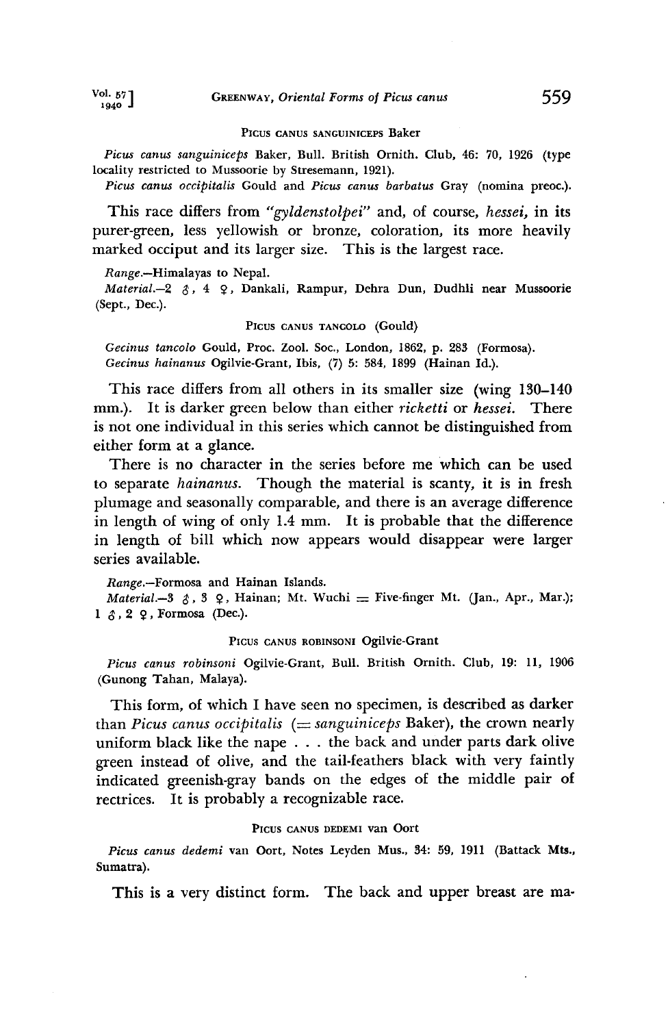### Picus canus sanguiniceps Baker

*Picus canus sanguiniceps* Baker, Bull. British Ornith. Club, 46: 70, 1926 (type locality restricted to Mussoorie by Stresemann, 1921).

*Picus canus occipitalis* Gould and *Picus canus barbatus* Gray (nomina preoc.).

This race differs from *"gyldenstolpei"* and, of course, *hessei,* in its purer-green, less yellowish or bronze, coloration, its more heavily marked occiput and its larger size. This is the largest race.

*Range.*—Himalayas to Nepal.

*Material.*—2 ♂, 4 ♀, Dankali, Rampur, Dehra Dun, Dudhli near Mussoorie (Sept., Dec.).

### Picus canus tancolo (Gould)

*Gecinus tancolo* Gould, Proc. Zool. Soc., London, 1862, p. 283 (Formosa).

*Gecinus hainanus* Ogilvie-Grant, Ibis, (7) 5: 584, 1899 (Hainan Id.).

This race differs from all others in its smaller size (wing 130–140 mm.). It is darker green below than either *ricketti* or *hessei.* There is not one individual in this series which cannot be distinguished from either form at a glance.

There is no character in the series before me which can be used to separate *hainanus.* Though the material is scanty, it is in fresh plumage and seasonally comparable, and there is an average difference in length of wing of only 1.4 mm. It is probable that the difference in length of bill which now appears would disappear were larger series available.

*Range.*—Formosa and Hainan Islands.

*Material.*—3 ♂, 3 ♀, Hainan; Mt. Wuchi = Five-finger Mt. (Jan., Apr., Mar.); 1 ♂, 2 ♀, Formosa (Dec.).

### Picus canus robinsoni Ogilvie-Grant

*Picus canus robinsoni* Ogilvie-Grant, Bull. British Ornith. Club, 19: 11, 1906 (Gunong Tahan, Malaya).

This form, of which I have seen no specimen, is described as darker than *Picus canus occipitalis* (= *sanguiniceps* Baker), the crown nearly uniform black like the nape . . . the back and under parts dark olive green instead of olive, and the tail-feathers black with very faintly indicated greenish-gray bands on the edges of the middle pair of rectrices. It is probably a recognizable race.

### Picus canus dedemi van Oort

*Picus canus dedemi* van Oort, Notes Leyden Mus., 34: 59, 1911 (Battack Mts., Sumatra).

This is a very distinct form. The back and upper breast are ma-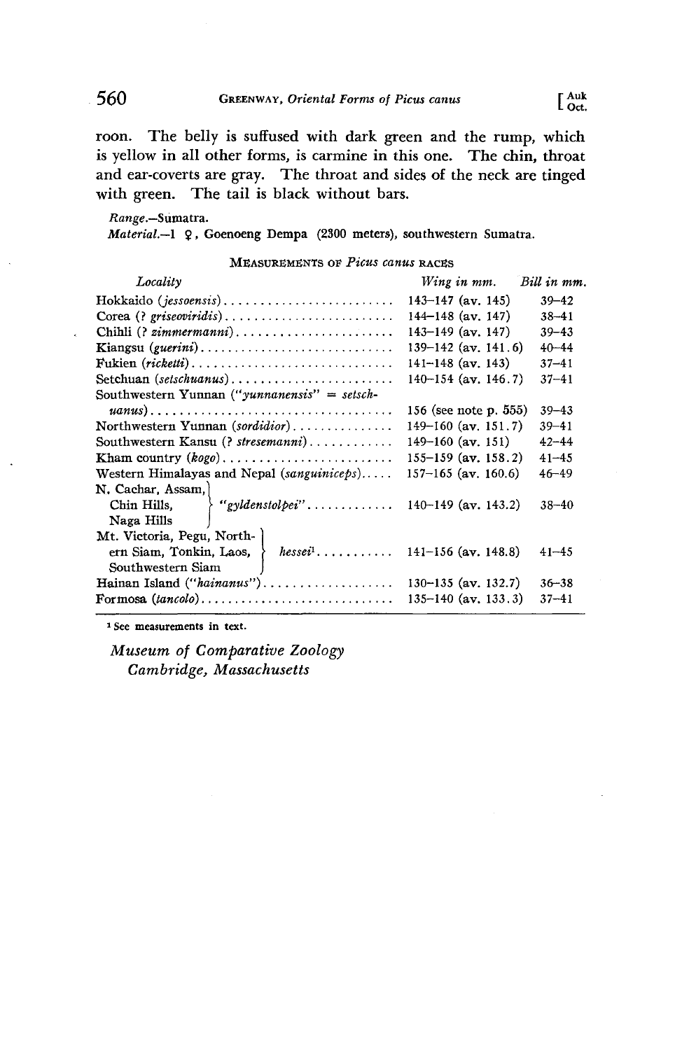roon. The belly is suffused with dark green and the rump, which is yellow in all other forms, is carmine in this one. The chin, throat and ear-coverts are gray. The throat and sides of the neck are tinged with green. The tail is black without bars.

*Range.*—Sumatra.

*Material.*—1 ♀, Goenoeng Dempa (2300 meters), southwestern Sumatra.

MEASUREMENTS OF *Picus canus* RACES

| *Locality* | *Wing in mm.* | *Bill in mm.* |
|---|---|---|
| Hokkaido (*jessoensis*) | 143–147 (av. 145) | 39–42 |
| Corea (? *griseoviridis*) | 144–148 (av. 147) | 38–41 |
| Chihli (? *zimmermanni*) | 143–149 (av. 147) | 39–43 |
| Kiangsu (*guerini*) | 139–142 (av. 141.6) | 40–44 |
| Fukien (*ricketti*) | 141–148 (av. 143) | 37–41 |
| Setchuan (*setschuanus*) | 140–154 (av. 146.7) | 37–41 |
| Southwestern Yunnan ("*yunnanensis*" = *setschuanus*) | 156 (see note p. 555) | 39–43 |
| Northwestern Yunnan (*sordidior*) | 149–160 (av. 151.7) | 39–41 |
| Southwestern Kansu (? *stresemanni*) | 149–160 (av. 151) | 42–44 |
| Kham country (*kogo*) | 155–159 (av. 158.2) | 41–45 |
| Western Himalayas and Nepal (*sanguiniceps*) | 157–165 (av. 160.6) | 46–49 |
| N. Cachar, Assam, Chin Hills, Naga Hills "*gyldenstolpei*" | 140–149 (av. 143.2) | 38–40 |
| Mt. Victoria, Pegu, Northern Siam, Tonkin, Laos, Southwestern Siam *hessei*[1] | 141–156 (av. 148.8) | 41–45 |
| Hainan Island ("*hainanus*") | 130–135 (av. 132.7) | 36–38 |
| Formosa (*tancolo*) | 135–140 (av. 133.3) | 37–41 |

[1] See measurements in text.

*Museum of Comparative Zoology*
*Cambridge, Massachusetts*